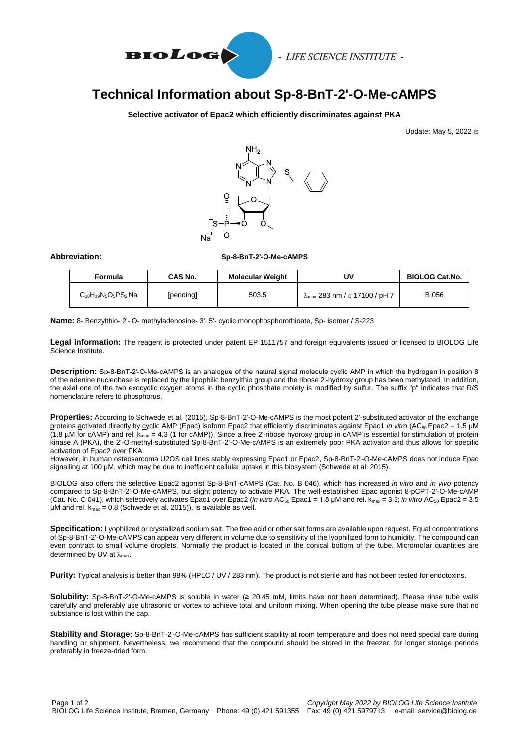# Technical Information about Sp-8-BnT-2'-O-Me-cAMPS

**Selective activator of Epac2 which efficiently discriminates against PKA**

Update: May 5, 2022 IS

**Abbreviation:** **Sp-8-BnT-2'-O-Me-cAMPS**

| Formula | CAS No. | Molecular Weight | UV | BIOLOG Cat.No. |
|---|---|---|---|---|
| $C_{18}H_{19}N_5O_5PS_2 \cdot Na$ | [pending] | 503.5 | $\lambda_{max}$ 283 nm / ε 17100 / pH 7 | B 056 |

**Name:** 8- Benzylthio- 2'- O- methyladenosine- 3', 5'- cyclic monophosphorothioate, Sp- isomer / S-223

**Legal information:** The reagent is protected under patent EP 1511757 and foreign equivalents issued or licensed to BIOLOG Life Science Institute.

**Description:** Sp-8-BnT-2'-O-Me-cAMPS is an analogue of the natural signal molecule cyclic AMP in which the hydrogen in position 8 of the adenine nucleobase is replaced by the lipophilic benzylthio group and the ribose 2'-hydroxy group has been methylated. In addition, the axial one of the two exocyclic oxygen atoms in the cyclic phosphate moiety is modified by sulfur. The suffix "p" indicates that R/S nomenclature refers to phosphorus.

**Properties:** According to Schwede et al. (2015), Sp-8-BnT-2'-O-Me-cAMPS is the most potent 2'-substituted activator of the exchange proteins activated directly by cyclic AMP (Epac) isoform Epac2 that efficiently discriminates against Epac1 *in vitro* ($AC_{50}$ Epac2 = 1.5 µM (1.8 µM for cAMP) and rel. $k_{max}$ = 4.3 (1 for cAMP)). Since a free 2'-ribose hydroxy group in cAMP is essential for stimulation of protein kinase A (PKA), the 2'-O-methyl-substituted Sp-8-BnT-2'-O-Me-cAMPS is an extremely poor PKA activator and thus allows for specific activation of Epac2 over PKA.
However, in human osteosarcoma U2OS cell lines stably expressing Epac1 or Epac2, Sp-8-BnT-2'-O-Me-cAMPS does not induce Epac signalling at 100 µM, which may be due to inefficient cellular uptake in this biosystem (Schwede et al. 2015).

BIOLOG also offers the selective Epac2 agonist Sp-8-BnT-cAMPS (Cat. No. B 046), which has increased *in vitro* and *in vivo* potency compared to Sp-8-BnT-2'-O-Me-cAMPS, but slight potency to activate PKA. The well-established Epac agonist 8-pCPT-2'-O-Me-cAMP (Cat. No. C 041), which selectively activates Epac1 over Epac2 (*in vitro* $AC_{50}$ Epac1 = 1.8 µM and rel. $k_{max}$ = 3.3; *in vitro* $AC_{50}$ Epac2 = 3.5 µM and rel. $k_{max}$ = 0.8 (Schwede et al. 2015)), is available as well.

**Specification:** Lyophilized or crystallized sodium salt. The free acid or other salt forms are available upon request. Equal concentrations of Sp-8-BnT-2'-O-Me-cAMPS can appear very different in volume due to sensitivity of the lyophilized form to humidity. The compound can even contract to small volume droplets. Normally the product is located in the conical bottom of the tube. Micromolar quantities are determined by UV at $\lambda_{max}$.

**Purity:** Typical analysis is better than 98% (HPLC / UV / 283 nm). The product is not sterile and has not been tested for endotoxins.

**Solubility:** Sp-8-BnT-2'-O-Me-cAMPS is soluble in water (≥ 20.45 mM, limits have not been determined). Please rinse tube walls carefully and preferably use ultrasonic or vortex to achieve total and uniform mixing. When opening the tube please make sure that no substance is lost within the cap.

**Stability and Storage:** Sp-8-BnT-2'-O-Me-cAMPS has sufficient stability at room temperature and does not need special care during handling or shipment. Nevertheless, we recommend that the compound should be stored in the freezer, for longer storage periods preferably in freeze-dried form.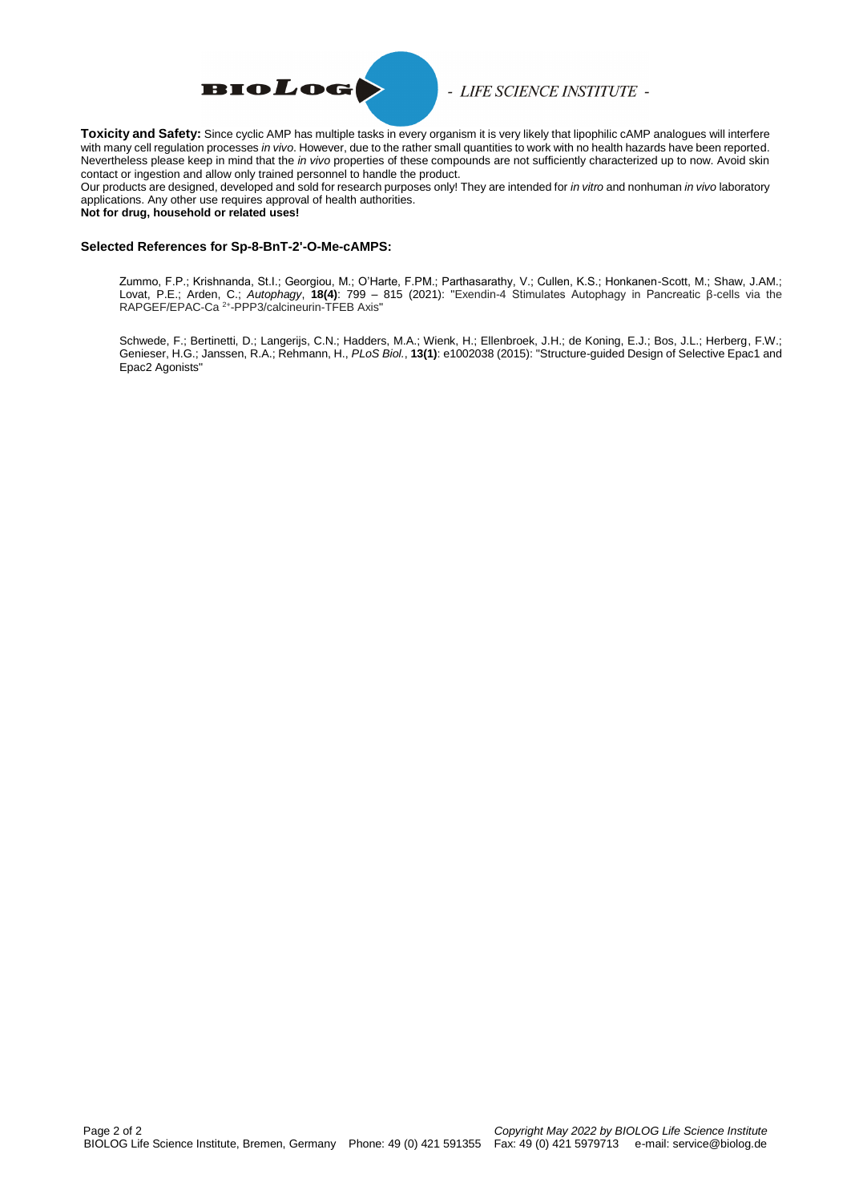**Toxicity and Safety:** Since cyclic AMP has multiple tasks in every organism it is very likely that lipophilic cAMP analogues will interfere with many cell regulation processes *in vivo*. However, due to the rather small quantities to work with no health hazards have been reported. Nevertheless please keep in mind that the *in vivo* properties of these compounds are not sufficiently characterized up to now. Avoid skin contact or ingestion and allow only trained personnel to handle the product.
Our products are designed, developed and sold for research purposes only! They are intended for *in vitro* and nonhuman *in vivo* laboratory applications. Any other use requires approval of health authorities.
**Not for drug, household or related uses!**

### Selected References for Sp-8-BnT-2'-O-Me-cAMPS:

Zummo, F.P.; Krishnanda, St.I.; Georgiou, M.; O'Harte, F.PM.; Parthasarathy, V.; Cullen, K.S.; Honkanen-Scott, M.; Shaw, J.AM.; Lovat, P.E.; Arden, C.; *Autophagy*, **18(4)**: 799 – 815 (2021): "Exendin-4 Stimulates Autophagy in Pancreatic β-cells via the RAPGEF/EPAC-$Ca^{2+}$-PPP3/calcineurin-TFEB Axis"

Schwede, F.; Bertinetti, D.; Langerijs, C.N.; Hadders, M.A.; Wienk, H.; Ellenbroek, J.H.; de Koning, E.J.; Bos, J.L.; Herberg, F.W.; Genieser, H.G.; Janssen, R.A.; Rehmann, H., *PLoS Biol.*, **13(1)**: e1002038 (2015): "Structure-guided Design of Selective Epac1 and Epac2 Agonists"